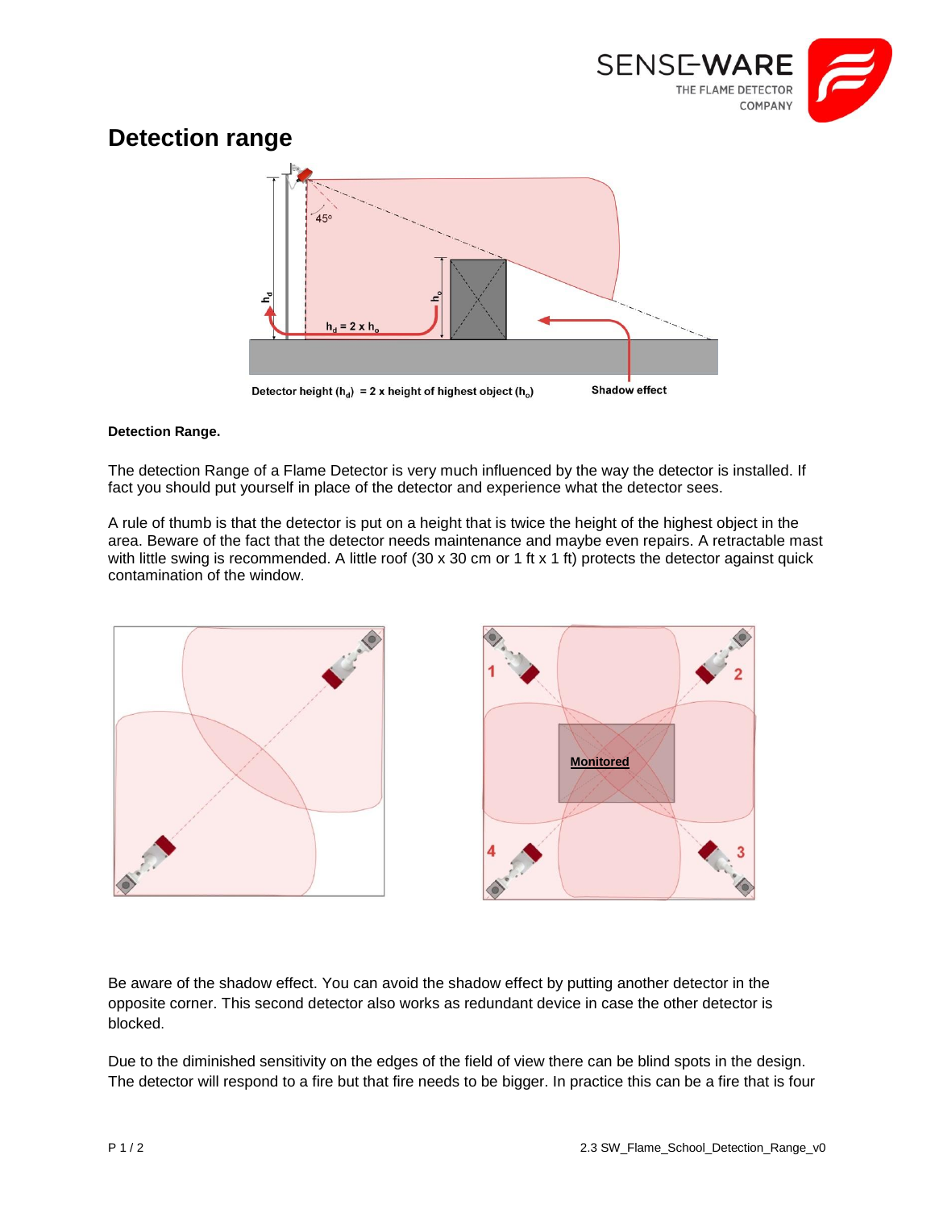# Detection range

**Detection Range.**

The detection Range of a Flame Detector is very much influenced by the way the detector is installed. If fact you should put yourself in place of the detector and experience what the detector sees.

A rule of thumb is that the detector is put on a height that is twice the height of the highest object in the area. Beware of the fact that the detector needs maintenance and maybe even repairs. A retractable mast with little swing is recommended. A little roof (30 x 30 cm or 1 ft x 1 ft) protects the detector against quick contamination of the window.

Be aware of the shadow effect. You can avoid the shadow effect by putting another detector in the opposite corner. This second detector also works as redundant device in case the other detector is blocked.

Due to the diminished sensitivity on the edges of the field of view there can be blind spots in the design. The detector will respond to a fire but that fire needs to be bigger. In practice this can be a fire that is four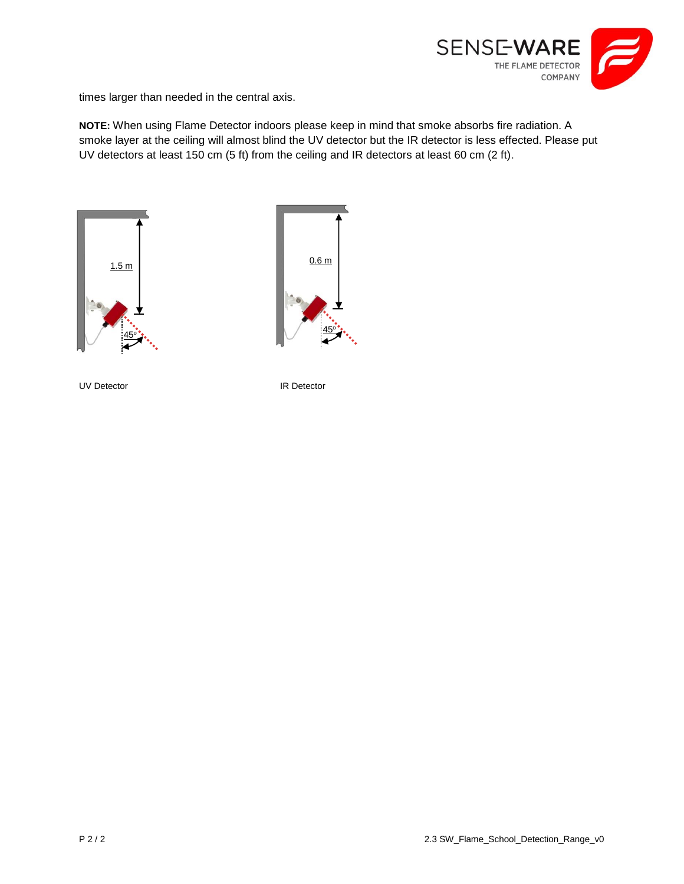times larger than needed in the central axis.

**NOTE:** When using Flame Detector indoors please keep in mind that smoke absorbs fire radiation. A smoke layer at the ceiling will almost blind the UV detector but the IR detector is less effected. Please put UV detectors at least 150 cm (5 ft) from the ceiling and IR detectors at least 60 cm (2 ft).

1.5 m

45°

0.6 m

45°

UV Detector

IR Detector